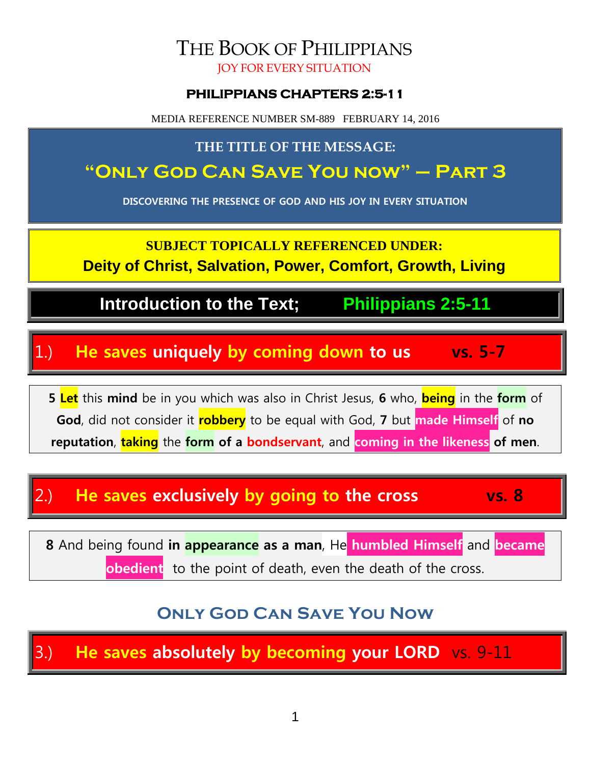# THE BOOK OF PHILIPPIANS

JOY FOR EVERY SITUATION

**PHILIPPIANS CHAPTERS 2:5-11**

MEDIA REFERENCE NUMBER SM-889 FEBRUARY 14, 2016

**THE TITLE OF THE MESSAGE:**

## "ONLY GOD CAN SAVE YOU NOW" – PART 3

**DISCOVERING THE PRESENCE OF GOD AND HIS JOY IN EVERY SITUATION**

**SUBJECT TOPICALLY REFERENCED UNDER:**

**Deity of Christ, Salvation, Power, Comfort, Growth, Living**

## Introduction to the Text; Philippians 2:5-11

### 1.) He saves uniquely by coming down to us vs. 5-7

**5** **Let** this **mind** be in you which was also in Christ Jesus, **6** who, **being** in the **form** of **God**, did not consider it **robbery** to be equal with God, **7** but **made Himself** of **no reputation**, **taking** the **form of a bondservant**, and **coming in the likeness of men**.

### 2.) He saves exclusively by going to the cross vs. 8

**8** And being found **in appearance as a man**, He **humbled Himself** and **became obedient** to the point of death, even the death of the cross.

## ONLY GOD CAN SAVE YOU NOW

### 3.) He saves absolutely by becoming your LORD vs. 9-11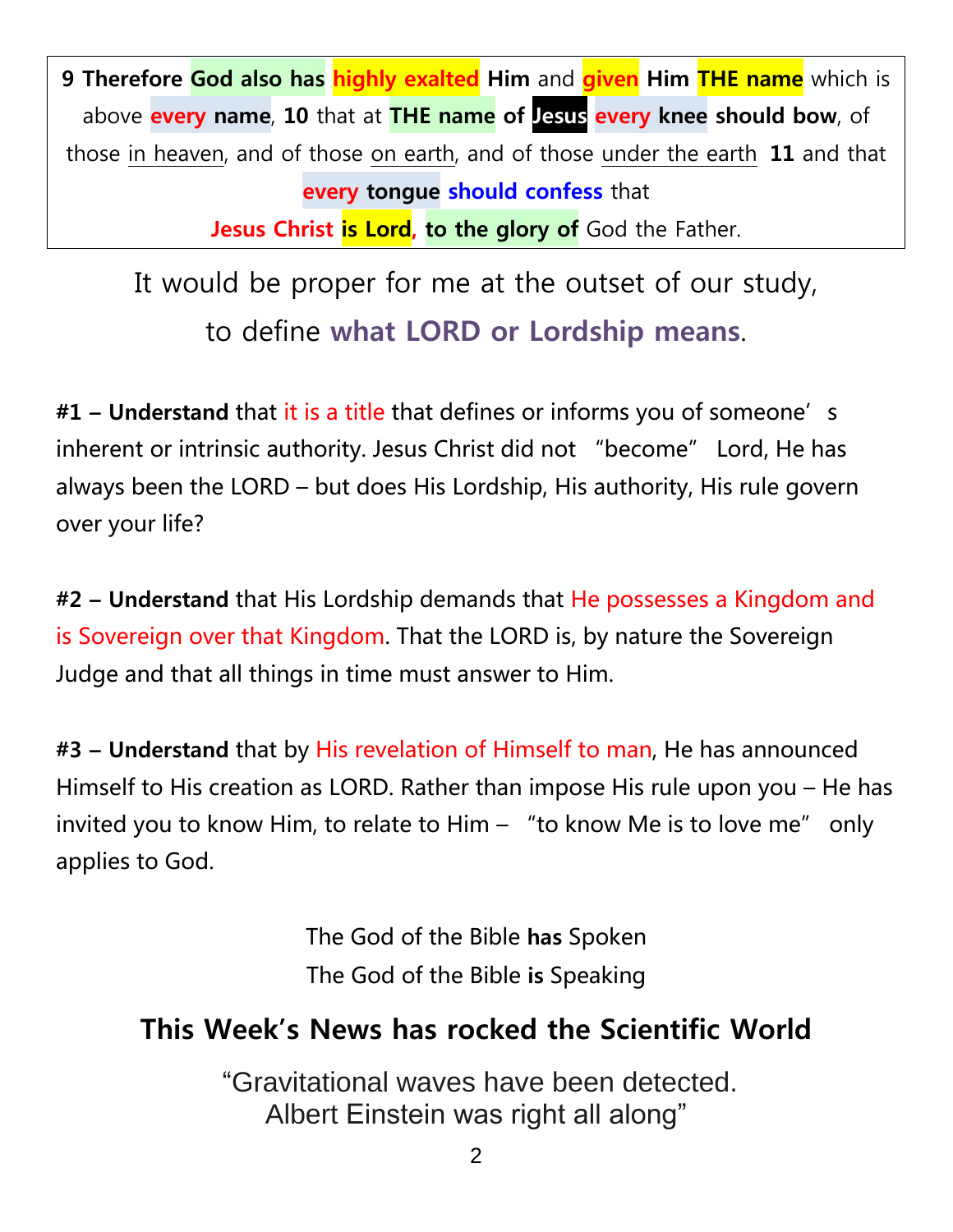**9 Therefore God also has highly exalted Him** and **given Him THE name** which is above **every name**, **10** that at **THE name of Jesus every knee should bow**, of those in heaven, and of those on earth, and of those under the earth **11** and that **every tongue should confess** that **Jesus Christ is Lord, to the glory of** God the Father.

It would be proper for me at the outset of our study, to define **what LORD or Lordship means**.

**#1 – Understand** that it is a title that defines or informs you of someone's inherent or intrinsic authority. Jesus Christ did not "become" Lord, He has always been the LORD – but does His Lordship, His authority, His rule govern over your life?

**#2 – Understand** that His Lordship demands that He possesses a Kingdom and is Sovereign over that Kingdom. That the LORD is, by nature the Sovereign Judge and that all things in time must answer to Him.

**#3 – Understand** that by His revelation of Himself to man, He has announced Himself to His creation as LORD. Rather than impose His rule upon you – He has invited you to know Him, to relate to Him – "to know Me is to love me" only applies to God.

The God of the Bible **has** Spoken
The God of the Bible **is** Speaking

## This Week's News has rocked the Scientific World

"Gravitational waves have been detected.
Albert Einstein was right all along"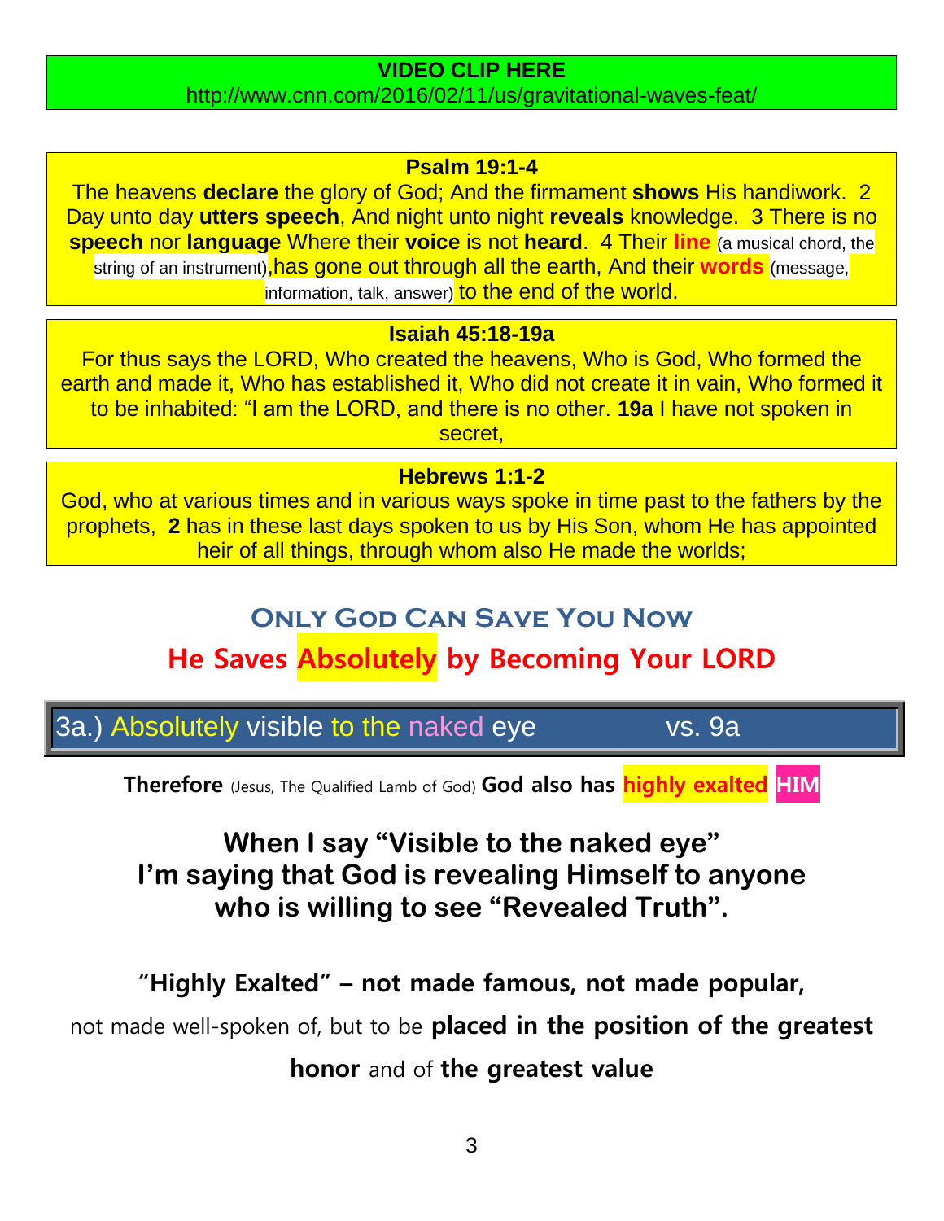**VIDEO CLIP HERE**
http://www.cnn.com/2016/02/11/us/gravitational-waves-feat/

**Psalm 19:1-4**
The heavens **declare** the glory of God; And the firmament **shows** His handiwork. 2 Day unto day **utters speech**, And night unto night **reveals** knowledge. 3 There is no **speech** nor **language** Where their **voice** is not **heard**. 4 Their **line** (a musical chord, the string of an instrument),has gone out through all the earth, And their **words** (message, information, talk, answer) to the end of the world.

**Isaiah 45:18-19a**
For thus says the LORD, Who created the heavens, Who is God, Who formed the earth and made it, Who has established it, Who did not create it in vain, Who formed it to be inhabited: "I am the LORD, and there is no other. **19a** I have not spoken in secret,

**Hebrews 1:1-2**
God, who at various times and in various ways spoke in time past to the fathers by the prophets, **2** has in these last days spoken to us by His Son, whom He has appointed heir of all things, through whom also He made the worlds;

## Only God Can Save You Now

## He Saves Absolutely by Becoming Your LORD

### 3a.) Absolutely visible to the naked eye vs. 9a

**Therefore** (Jesus, The Qualified Lamb of God) **God also has highly exalted HIM**

**When I say "Visible to the naked eye" I'm saying that God is revealing Himself to anyone who is willing to see "Revealed Truth".**

**"Highly Exalted" – not made famous, not made popular,**

not made well-spoken of, but to be **placed in the position of the greatest honor** and of **the greatest value**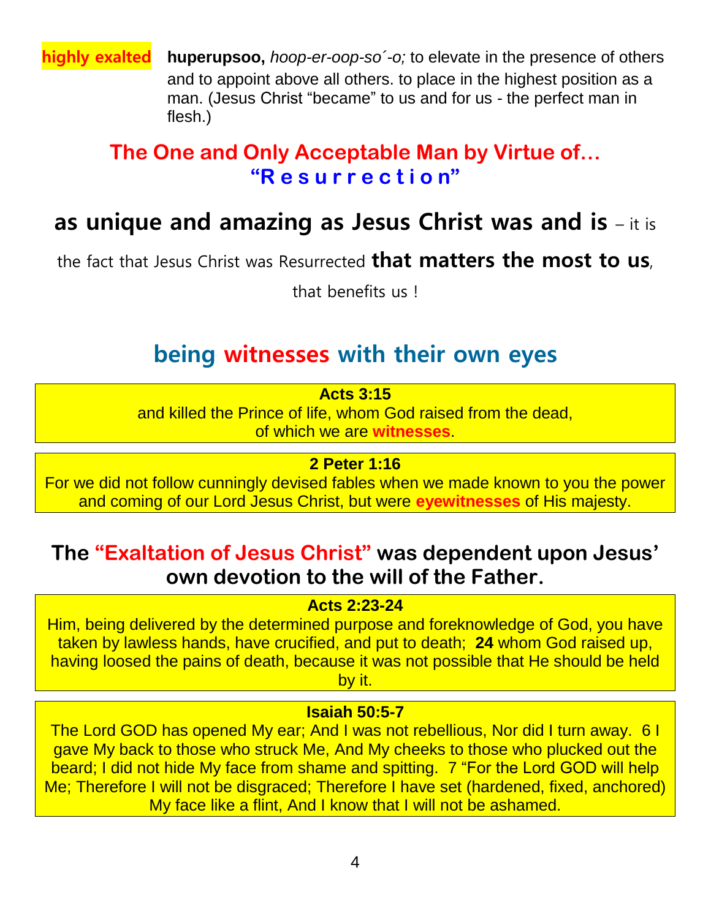**highly exalted** **huperupsoo,** *hoop-er-oop-so´-o;* to elevate in the presence of others and to appoint above all others. to place in the highest position as a man. (Jesus Christ "became" to us and for us - the perfect man in flesh.)

## The One and Only Acceptable Man by Virtue of… "R e s u r r e c t i o n"

**as unique and amazing as Jesus Christ was and is** – it is the fact that Jesus Christ was Resurrected **that matters the most to us**, that benefits us !

## being witnesses with their own eyes

**Acts 3:15**
and killed the Prince of life, whom God raised from the dead, of which we are **witnesses**.

**2 Peter 1:16**
For we did not follow cunningly devised fables when we made known to you the power and coming of our Lord Jesus Christ, but were **eyewitnesses** of His majesty.

## The "Exaltation of Jesus Christ" was dependent upon Jesus' own devotion to the will of the Father.

**Acts 2:23-24**
Him, being delivered by the determined purpose and foreknowledge of God, you have taken by lawless hands, have crucified, and put to death; **24** whom God raised up, having loosed the pains of death, because it was not possible that He should be held by it.

**Isaiah 50:5-7**
The Lord GOD has opened My ear; And I was not rebellious, Nor did I turn away. 6 I gave My back to those who struck Me, And My cheeks to those who plucked out the beard; I did not hide My face from shame and spitting. 7 "For the Lord GOD will help Me; Therefore I will not be disgraced; Therefore I have set (hardened, fixed, anchored) My face like a flint, And I know that I will not be ashamed.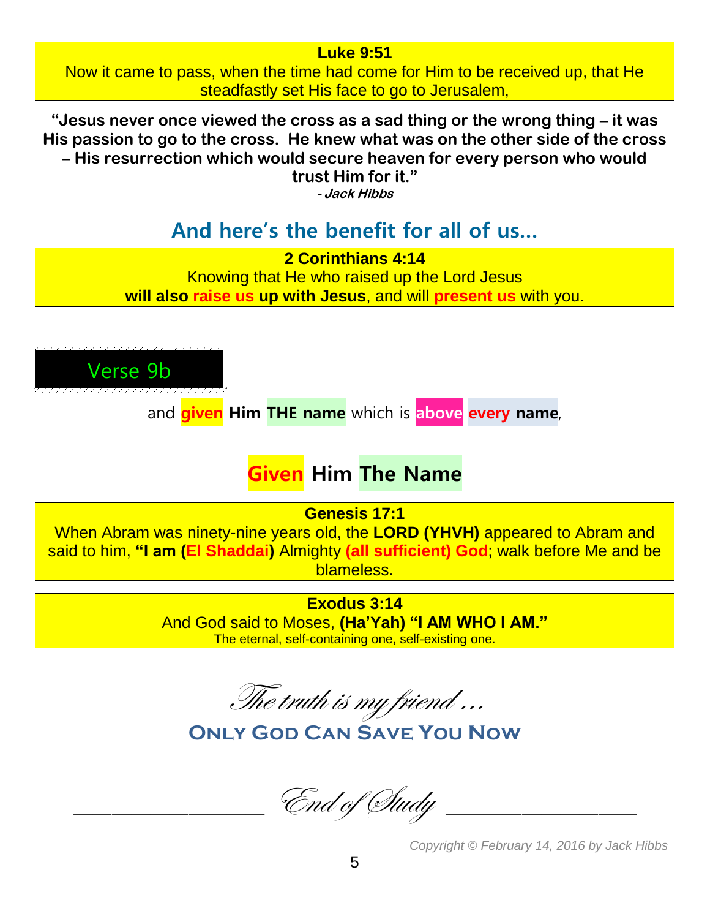**Luke 9:51**
Now it came to pass, when the time had come for Him to be received up, that He steadfastly set His face to go to Jerusalem,

**"Jesus never once viewed the cross as a sad thing or the wrong thing – it was His passion to go to the cross. He knew what was on the other side of the cross – His resurrection which would secure heaven for every person who would trust Him for it."**
***- Jack Hibbs***

## And here's the benefit for all of us…

**2 Corinthians 4:14**
Knowing that He who raised up the Lord Jesus **will also raise us up with Jesus**, and will **present us** with you.

## Verse 9b

and **given** **Him** **THE name** which is **above** **every name**,

## Given Him The Name

**Genesis 17:1**
When Abram was ninety-nine years old, the **LORD (YHVH)** appeared to Abram and said to him, **"I am (El Shaddai)** Almighty **(all sufficient) God**; walk before Me and be blameless.

**Exodus 3:14**
And God said to Moses, **(Ha'Yah) "I AM WHO I AM."**
The eternal, self-containing one, self-existing one.

*The truth is my friend …*

**ONLY GOD CAN SAVE YOU NOW**

_______________ *End of Study* _______________

*Copyright © February 14, 2016 by Jack Hibbs*